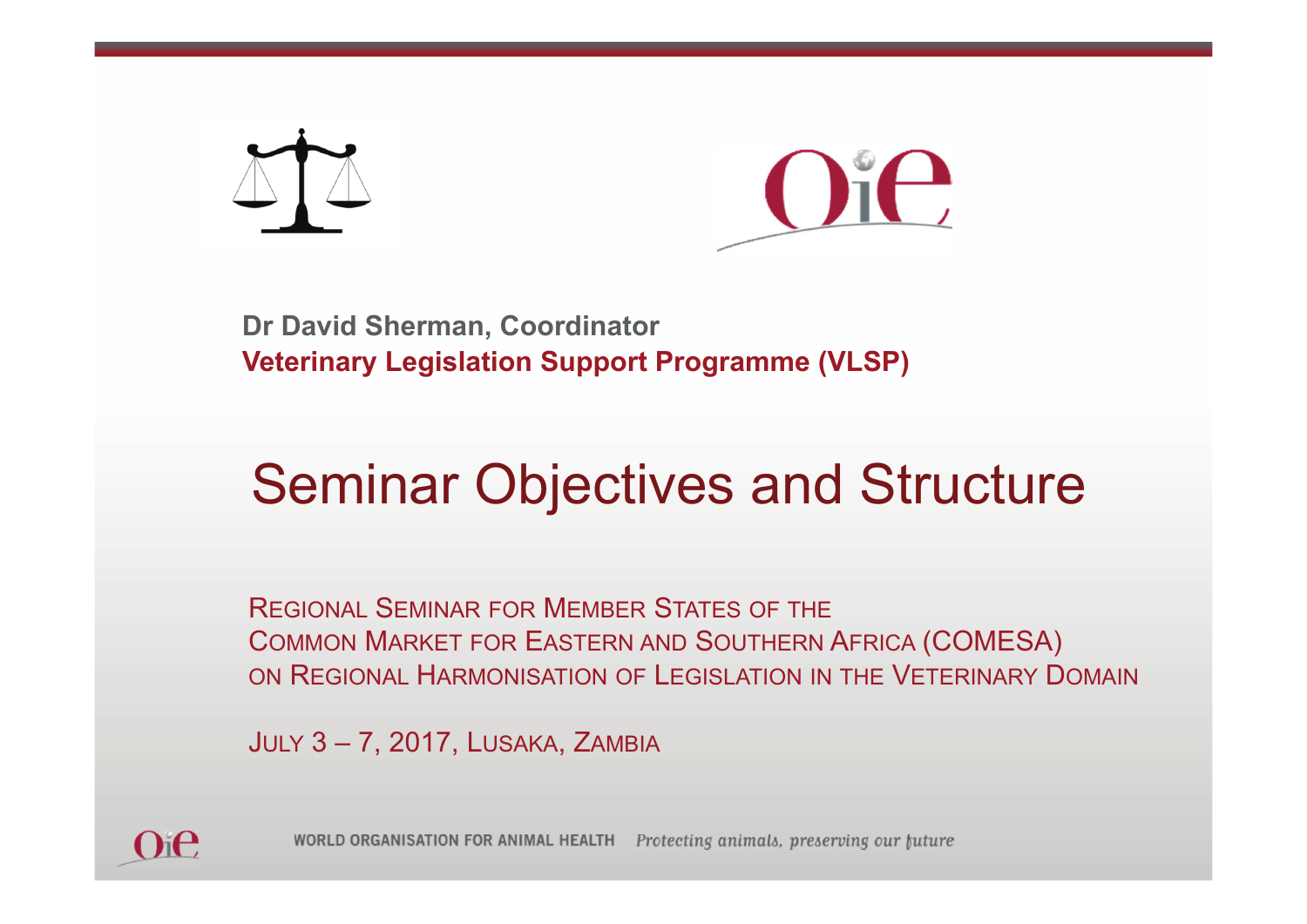**Dr David Sherman, Coordinator**
**Veterinary Legislation Support Programme (VLSP)**

# Seminar Objectives and Structure

REGIONAL SEMINAR FOR MEMBER STATES OF THE
COMMON MARKET FOR EASTERN AND SOUTHERN AFRICA (COMESA)
ON REGIONAL HARMONISATION OF LEGISLATION IN THE VETERINARY DOMAIN

JULY 3 – 7, 2017, LUSAKA, ZAMBIA

WORLD ORGANISATION FOR ANIMAL HEALTH *Protecting animals, preserving our future*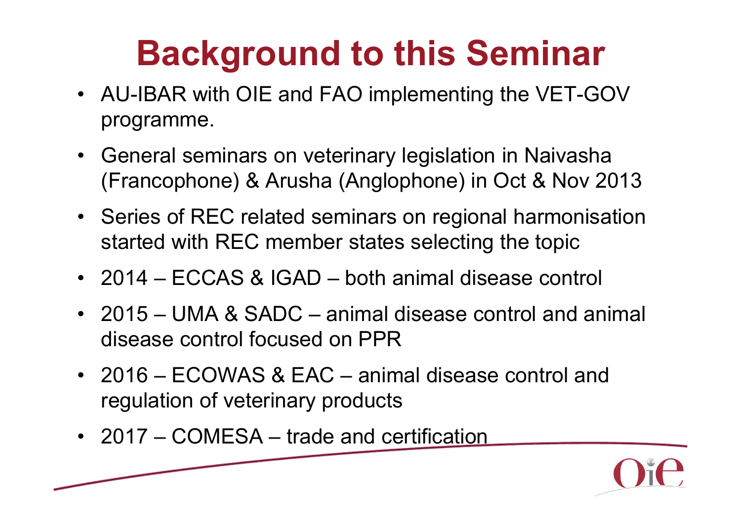# Background to this Seminar

- AU-IBAR with OIE and FAO implementing the VET-GOV programme.
- General seminars on veterinary legislation in Naivasha (Francophone) & Arusha (Anglophone) in Oct & Nov 2013
- Series of REC related seminars on regional harmonisation started with REC member states selecting the topic
- 2014 – ECCAS & IGAD – both animal disease control
- 2015 – UMA & SADC – animal disease control and animal disease control focused on PPR
- 2016 – ECOWAS & EAC – animal disease control and regulation of veterinary products
- 2017 – COMESA – trade and certification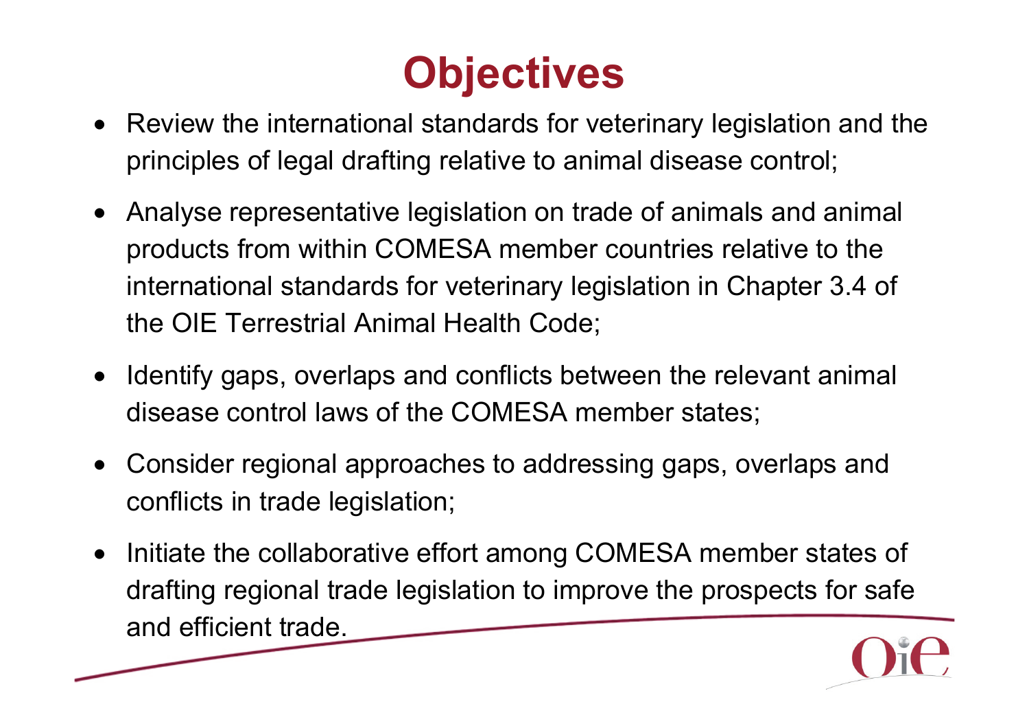# Objectives

- Review the international standards for veterinary legislation and the principles of legal drafting relative to animal disease control;
- Analyse representative legislation on trade of animals and animal products from within COMESA member countries relative to the international standards for veterinary legislation in Chapter 3.4 of the OIE Terrestrial Animal Health Code;
- Identify gaps, overlaps and conflicts between the relevant animal disease control laws of the COMESA member states;
- Consider regional approaches to addressing gaps, overlaps and conflicts in trade legislation;
- Initiate the collaborative effort among COMESA member states of drafting regional trade legislation to improve the prospects for safe and efficient trade.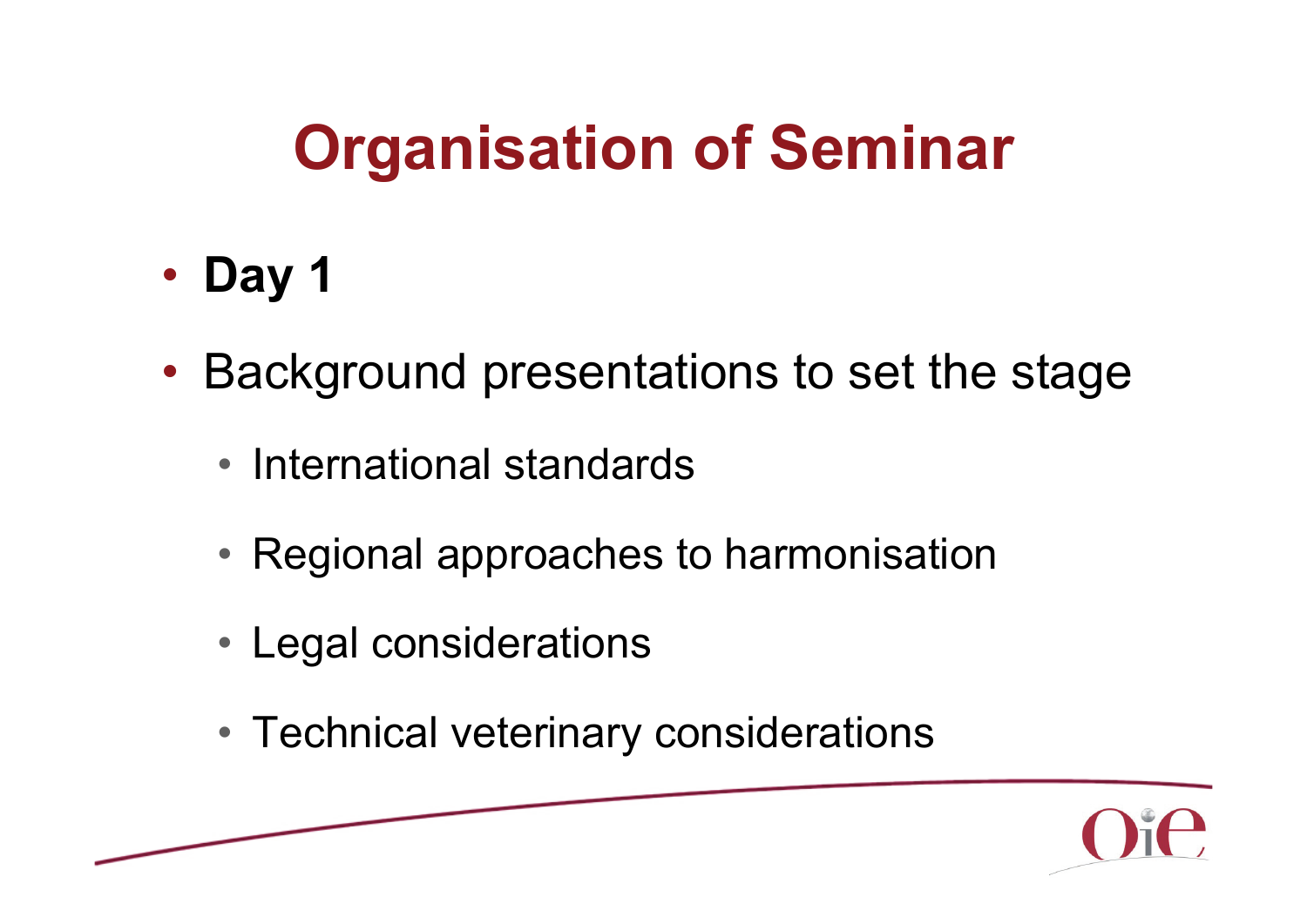# Organisation of Seminar

- **Day 1**
- Background presentations to set the stage
  - International standards
  - Regional approaches to harmonisation
  - Legal considerations
  - Technical veterinary considerations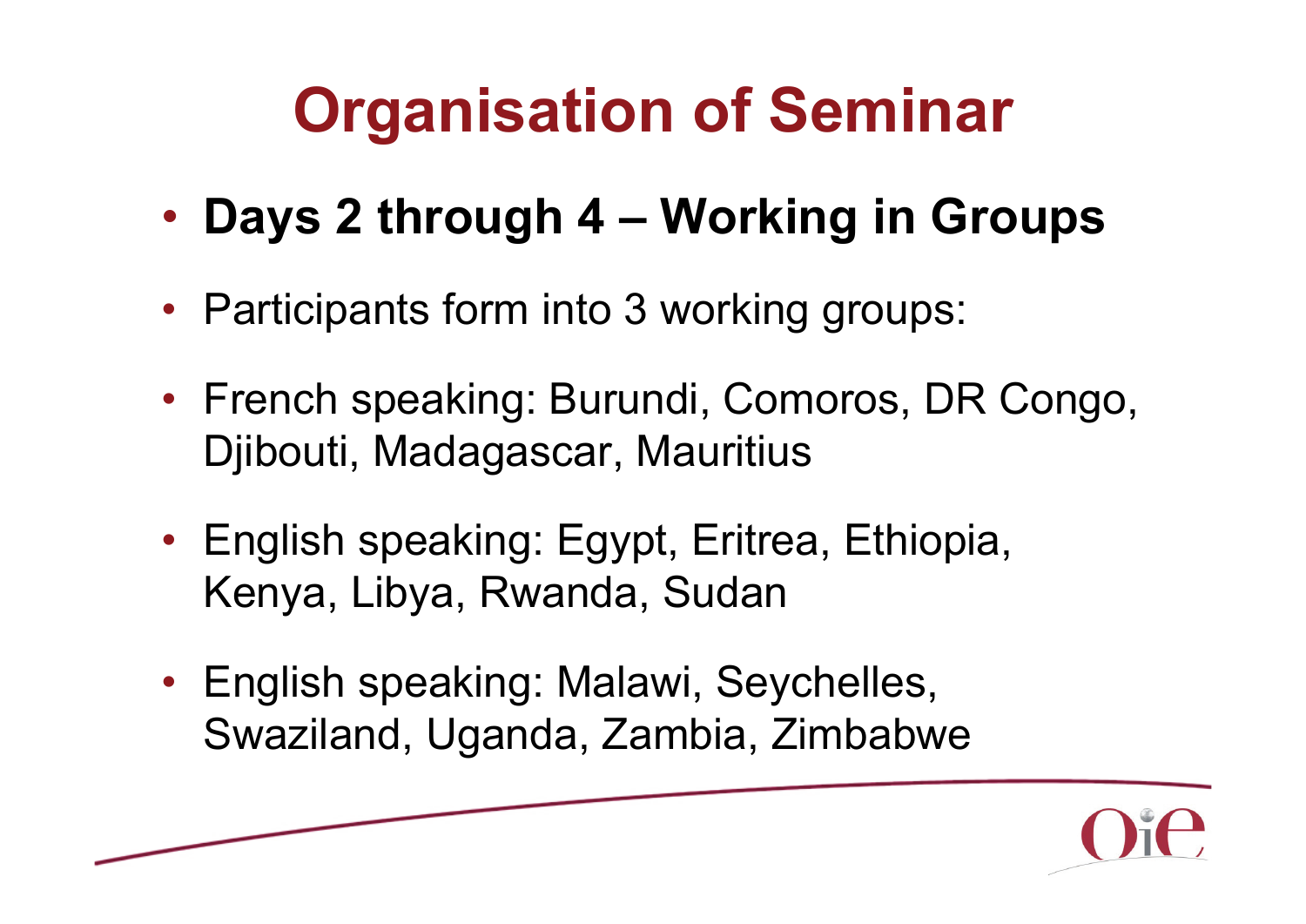# Organisation of Seminar

- **Days 2 through 4 – Working in Groups**
- Participants form into 3 working groups:
- French speaking: Burundi, Comoros, DR Congo, Djibouti, Madagascar, Mauritius
- English speaking: Egypt, Eritrea, Ethiopia, Kenya, Libya, Rwanda, Sudan
- English speaking: Malawi, Seychelles, Swaziland, Uganda, Zambia, Zimbabwe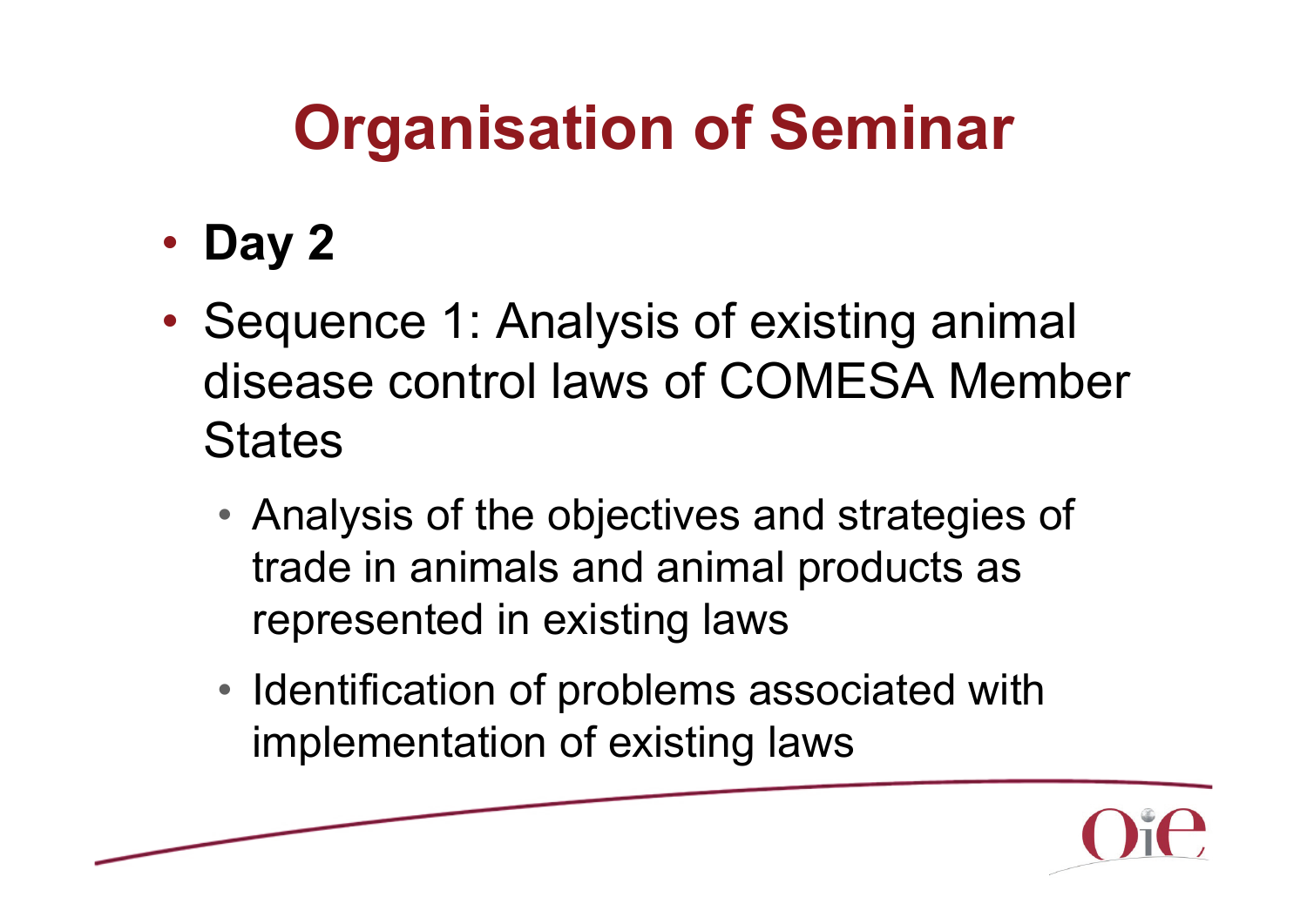# Organisation of Seminar

- **Day 2**
- Sequence 1: Analysis of existing animal disease control laws of COMESA Member States
  - Analysis of the objectives and strategies of trade in animals and animal products as represented in existing laws
  - Identification of problems associated with implementation of existing laws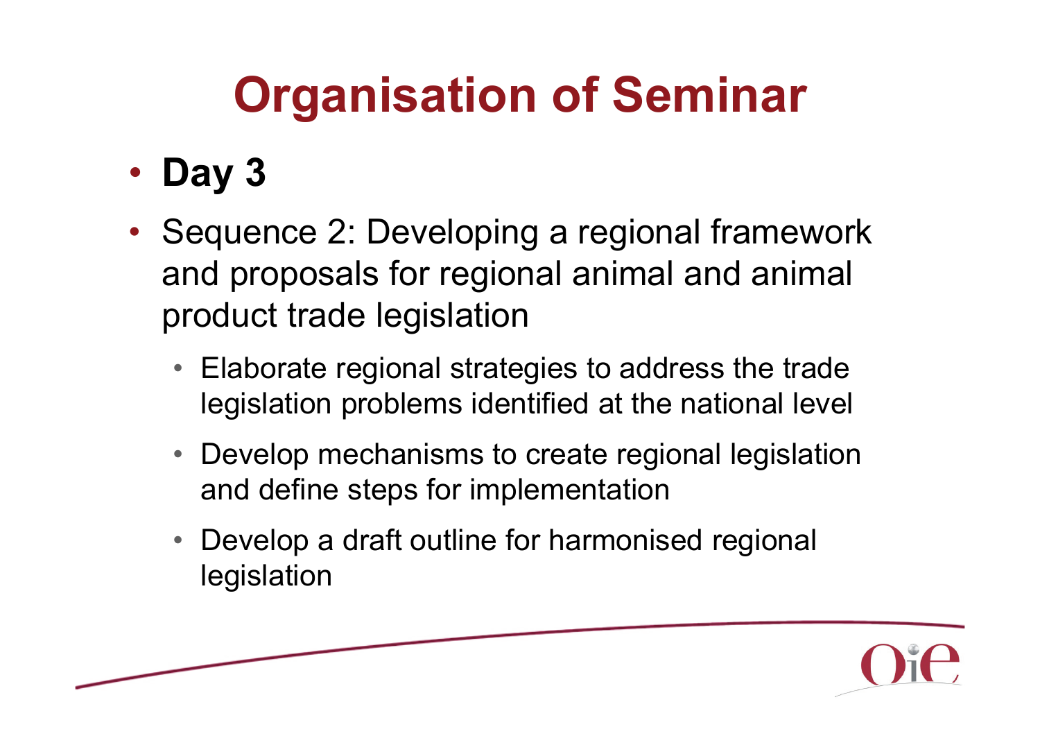# Organisation of Seminar

- **Day 3**
- Sequence 2: Developing a regional framework and proposals for regional animal and animal product trade legislation
  - Elaborate regional strategies to address the trade legislation problems identified at the national level
  - Develop mechanisms to create regional legislation and define steps for implementation
  - Develop a draft outline for harmonised regional legislation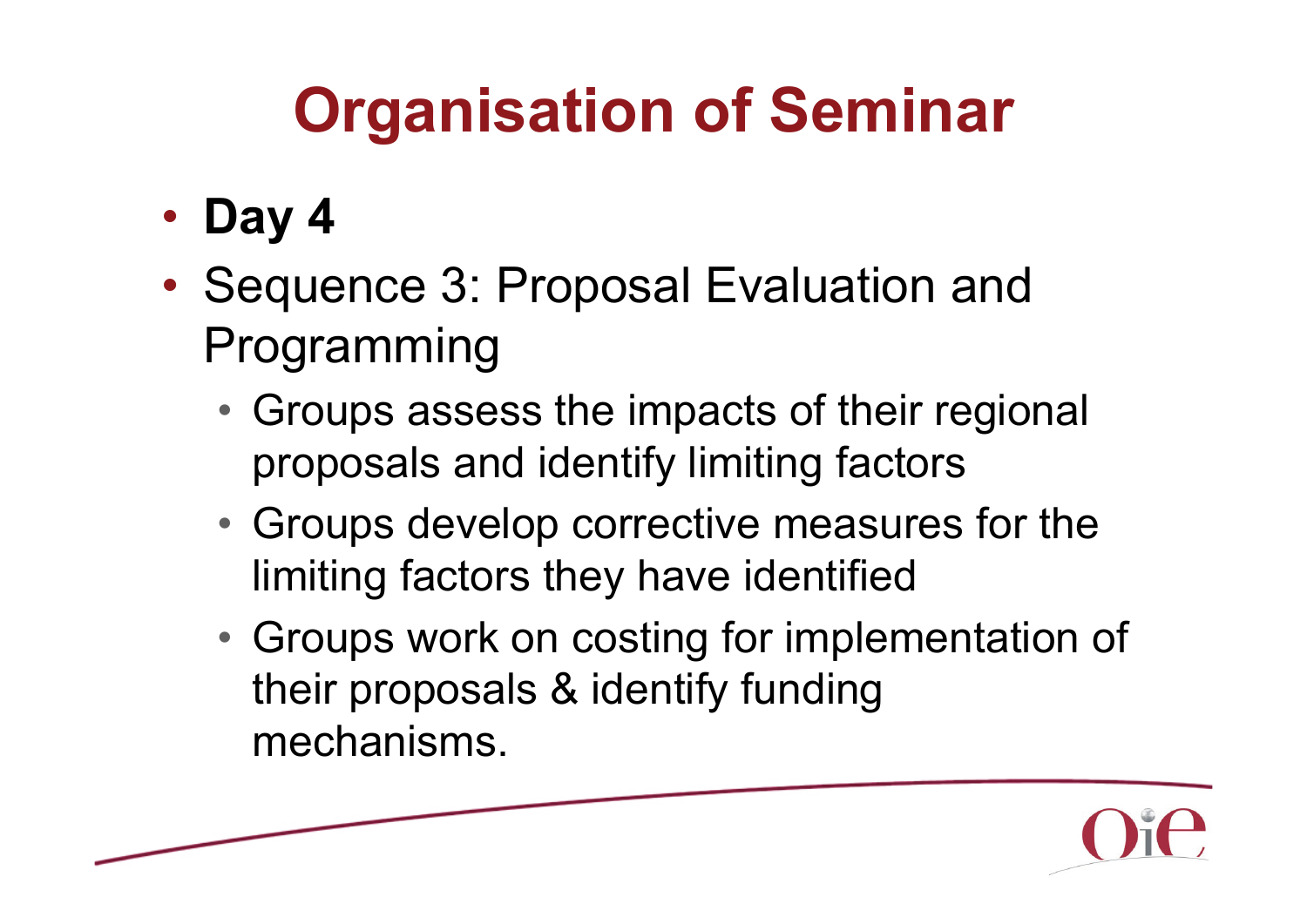# Organisation of Seminar

- **Day 4**
- Sequence 3: Proposal Evaluation and Programming
  - Groups assess the impacts of their regional proposals and identify limiting factors
  - Groups develop corrective measures for the limiting factors they have identified
  - Groups work on costing for implementation of their proposals & identify funding mechanisms.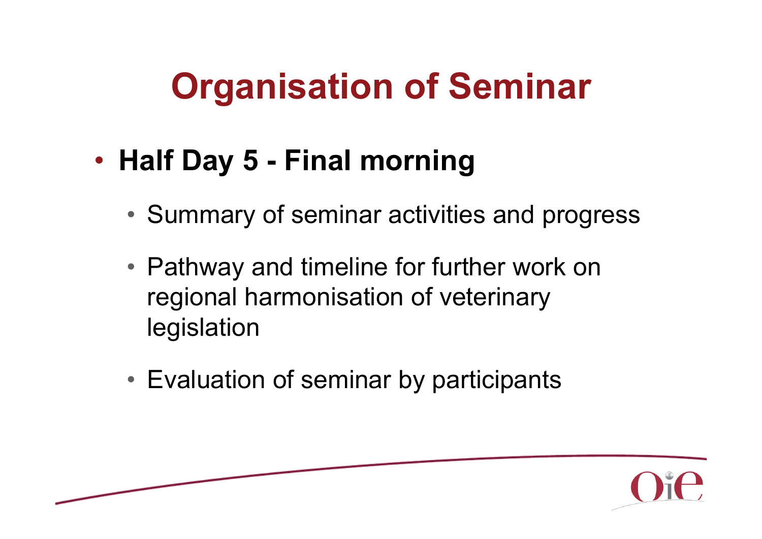# Organisation of Seminar

- **Half Day 5 - Final morning**
  - Summary of seminar activities and progress
  - Pathway and timeline for further work on regional harmonisation of veterinary legislation
  - Evaluation of seminar by participants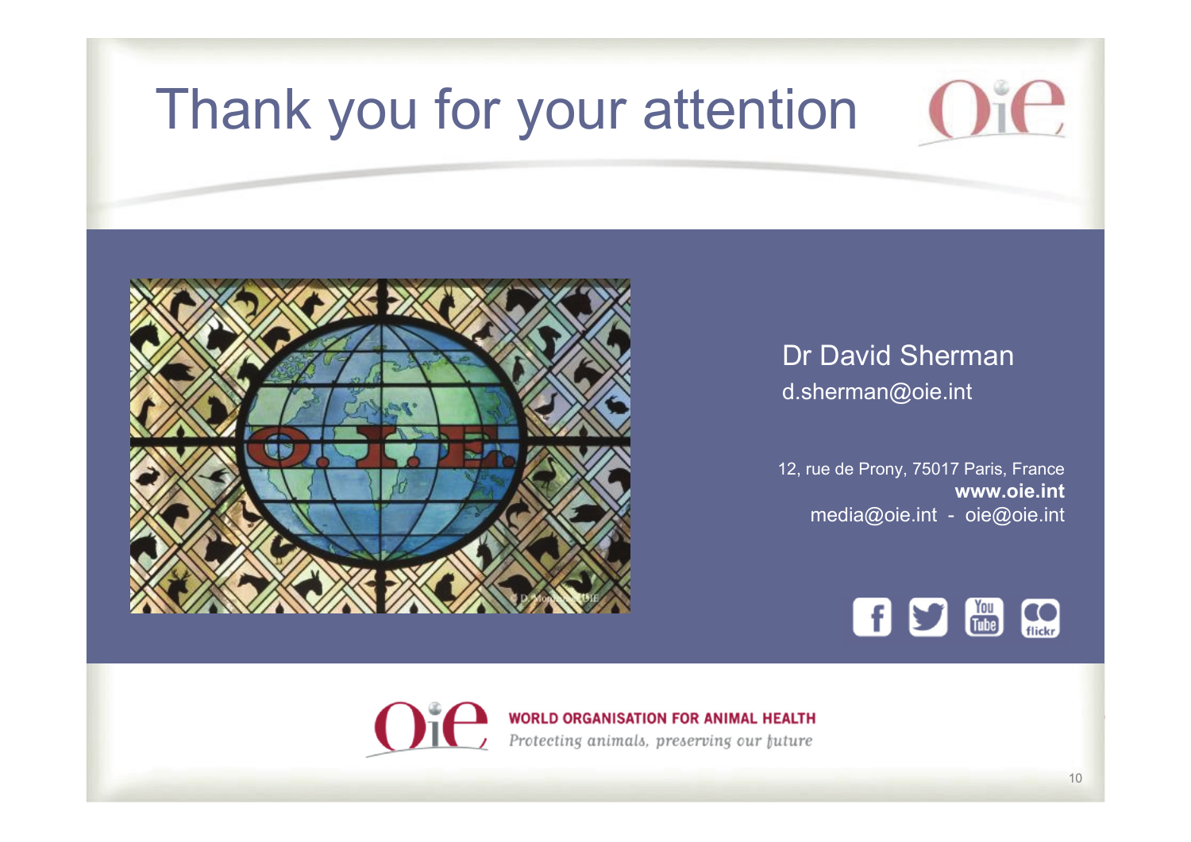# Thank you for your attention

Dr David Sherman
d.sherman@oie.int

12, rue de Prony, 75017 Paris, France
**www.oie.int**
media@oie.int - oie@oie.int

**WORLD ORGANISATION FOR ANIMAL HEALTH**
*Protecting animals, preserving our future*